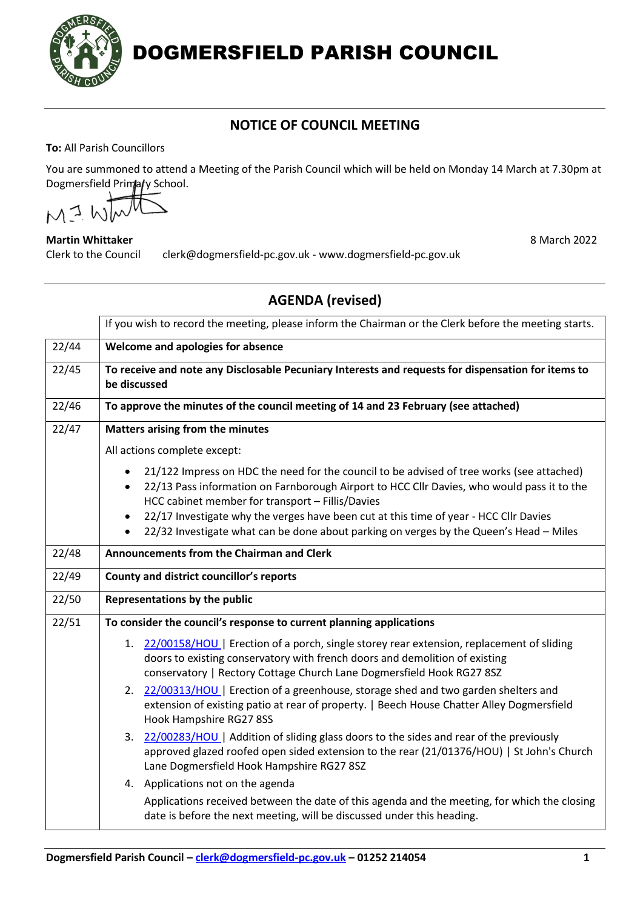# DOGMERSFIELD PARISH COUNCIL

## NOTICE OF COUNCIL MEETING

**To:** All Parish Councillors

You are summoned to attend a Meeting of the Parish Council which will be held on Monday 14 March at 7.30pm at Dogmersfield Primary School.

**Martin Whittaker**
Clerk to the Council clerk@dogmersfield-pc.gov.uk - www.dogmersfield-pc.gov.uk

8 March 2022

## AGENDA (revised)

| | |
|---|---|
| | If you wish to record the meeting, please inform the Chairman or the Clerk before the meeting starts. |
| 22/44 | **Welcome and apologies for absence** |
| 22/45 | **To receive and note any Disclosable Pecuniary Interests and requests for dispensation for items to be discussed** |
| 22/46 | **To approve the minutes of the council meeting of 14 and 23 February (see attached)** |
| 22/47 | **Matters arising from the minutes**<br>All actions complete except:<br>• 21/122 Impress on HDC the need for the council to be advised of tree works (see attached)<br>• 22/13 Pass information on Farnborough Airport to HCC Cllr Davies, who would pass it to the HCC cabinet member for transport – Fillis/Davies<br>• 22/17 Investigate why the verges have been cut at this time of year - HCC Cllr Davies<br>• 22/32 Investigate what can be done about parking on verges by the Queen's Head – Miles |
| 22/48 | **Announcements from the Chairman and Clerk** |
| 22/49 | **County and district councillor's reports** |
| 22/50 | **Representations by the public** |
| 22/51 | **To consider the council's response to current planning applications**<br>1. 22/00158/HOU \| Erection of a porch, single storey rear extension, replacement of sliding doors to existing conservatory with french doors and demolition of existing conservatory \| Rectory Cottage Church Lane Dogmersfield Hook RG27 8SZ<br>2. 22/00313/HOU \| Erection of a greenhouse, storage shed and two garden shelters and extension of existing patio at rear of property. \| Beech House Chatter Alley Dogmersfield Hook Hampshire RG27 8SS<br>3. 22/00283/HOU \| Addition of sliding glass doors to the sides and rear of the previously approved glazed roofed open sided extension to the rear (21/01376/HOU) \| St John's Church Lane Dogmersfield Hook Hampshire RG27 8SZ<br>4. Applications not on the agenda<br>Applications received between the date of this agenda and the meeting, for which the closing date is before the next meeting, will be discussed under this heading. |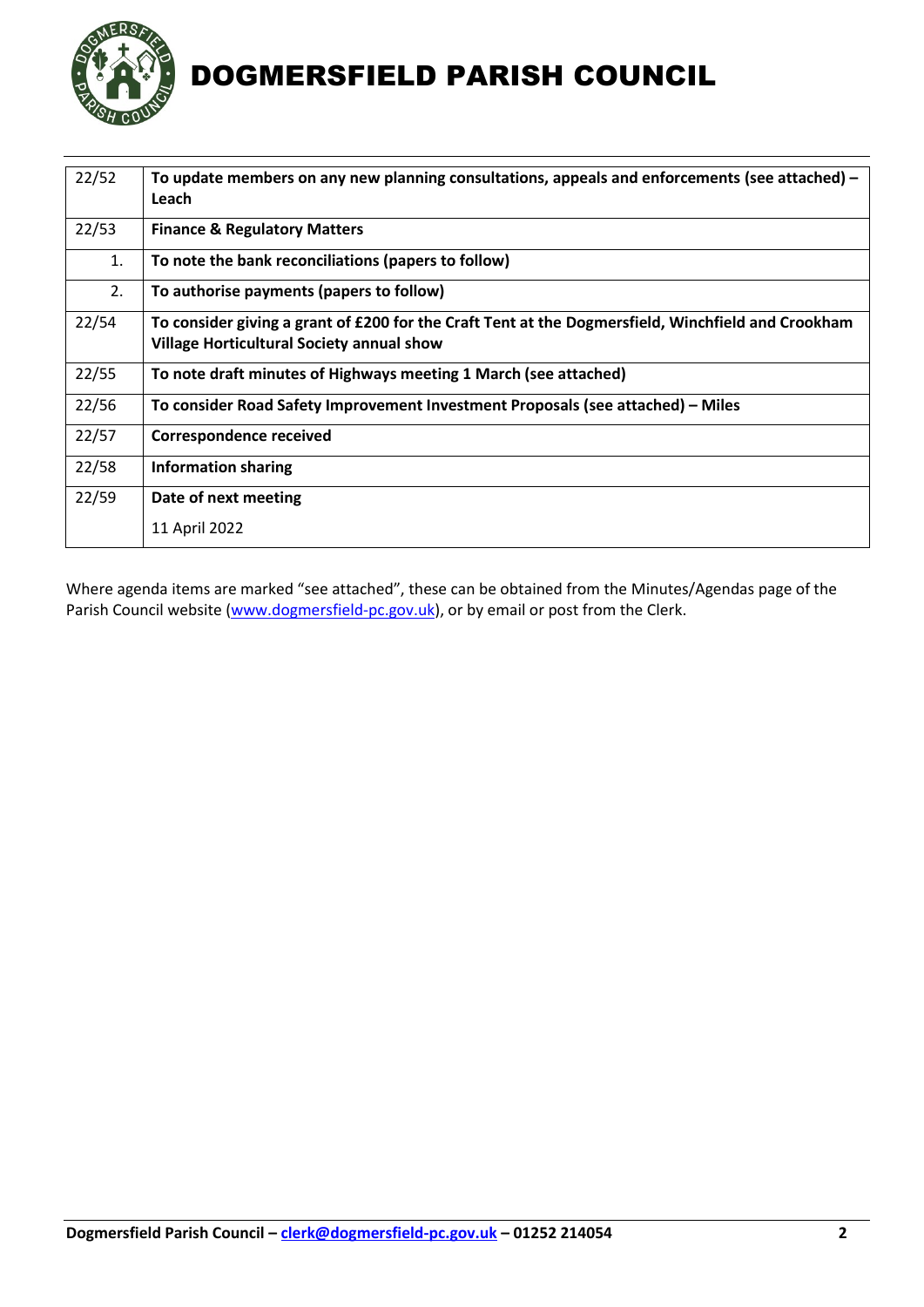# DOGMERSFIELD PARISH COUNCIL

| | |
|---|---|
| 22/52 | **To update members on any new planning consultations, appeals and enforcements (see attached) – Leach** |
| 22/53 | **Finance & Regulatory Matters** |
| 1. | **To note the bank reconciliations (papers to follow)** |
| 2. | **To authorise payments (papers to follow)** |
| 22/54 | **To consider giving a grant of £200 for the Craft Tent at the Dogmersfield, Winchfield and Crookham Village Horticultural Society annual show** |
| 22/55 | **To note draft minutes of Highways meeting 1 March (see attached)** |
| 22/56 | **To consider Road Safety Improvement Investment Proposals (see attached) – Miles** |
| 22/57 | **Correspondence received** |
| 22/58 | **Information sharing** |
| 22/59 | **Date of next meeting** 11 April 2022 |

Where agenda items are marked "see attached", these can be obtained from the Minutes/Agendas page of the Parish Council website (www.dogmersfield-pc.gov.uk), or by email or post from the Clerk.

**Dogmersfield Parish Council – clerk@dogmersfield-pc.gov.uk – 01252 214054**